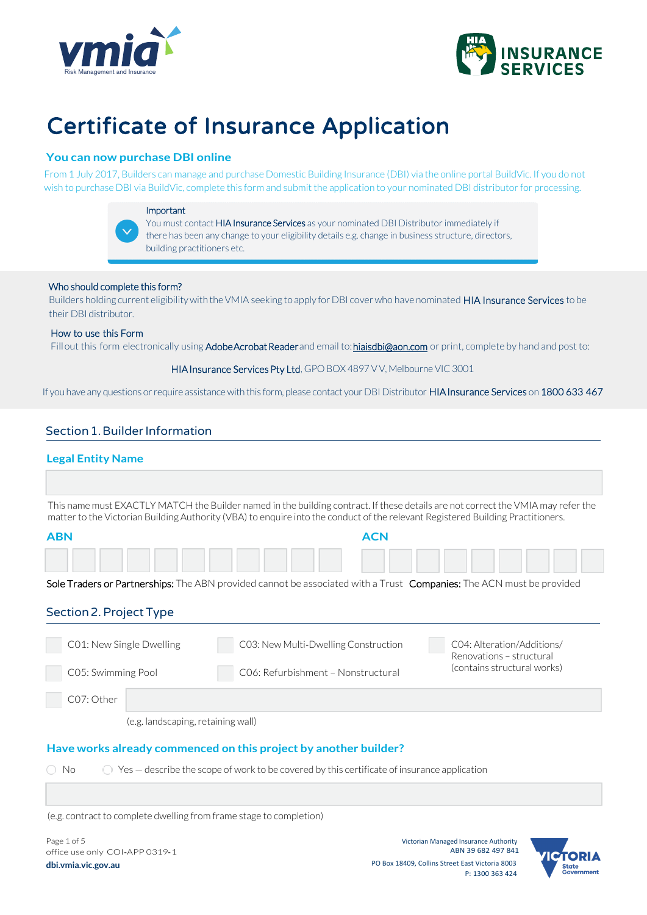# Certificate of Insurance Application

## You can now purchase DBI online

From 1 July 2017, Builders can manage and purchase Domestic Building Insurance (DBI) via the online portal BuildVic. If you do not wish to purchase DBI via BuildVic, complete this form and submit the application to your nominated DBI distributor for processing.

**Important**
You must contact HIA Insurance Services as your nominated DBI Distributor immediately if there has been any change to your eligibility details e.g. change in business structure, directors, building practitioners etc.

**Who should complete this form?**
Builders holding current eligibility with the VMIA seeking to apply for DBI cover who have nominated HIA Insurance Services to be their DBI distributor.

**How to use this Form**
Fill out this form electronically using Adobe Acrobat Reader and email to: hiaisdbi@aon.com or print, complete by hand and post to:

HIA Insurance Services Pty Ltd. GPO BOX 4897 V V, Melbourne VIC 3001

If you have any questions or require assistance with this form, please contact your DBI Distributor HIA Insurance Services on 1800 633 467

## Section 1. Builder Information

### Legal Entity Name

_______________________________________________

This name must EXACTLY MATCH the Builder named in the building contract. If these details are not correct the VMIA may refer the matter to the Victorian Building Authority (VBA) to enquire into the conduct of the relevant Registered Building Practitioners.

**ABN** | | | | | | | | | | | |

**ACN** | | | | | | | | | |

**Sole Traders or Partnerships:** The ABN provided cannot be associated with a Trust  **Companies:** The ACN must be provided

## Section 2. Project Type

- ☐ C01: New Single Dwelling
- ☐ C03: New Multi-Dwelling Construction
- ☐ C04: Alteration/Additions/Renovations – structural (contains structural works)
- ☐ C05: Swimming Pool
- ☐ C06: Refurbishment – Nonstructural
- ☐ C07: Other _______________________________________________
  (e.g. landscaping, retaining wall)

### Have works already commenced on this project by another builder?

◯ No  ◯ Yes — describe the scope of work to be covered by this certificate of insurance application

_______________________________________________

(e.g. contract to complete dwelling from frame stage to completion)

office use only COI-APP 0319-1
dbi.vmia.vic.gov.au

Victorian Managed Insurance Authority
ABN 39 682 497 841
PO Box 18409, Collins Street East Victoria 8003
P: 1300 363 424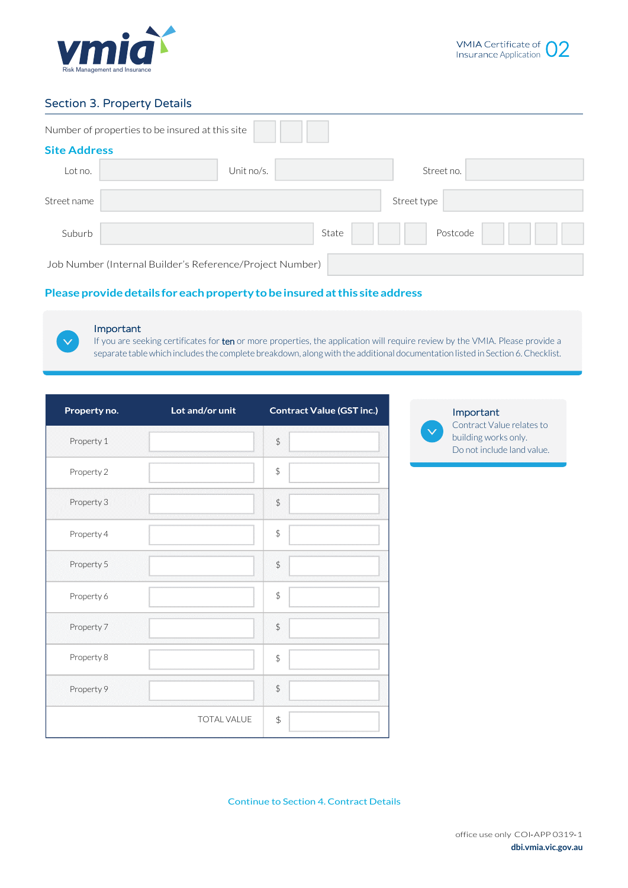## Section 3. Property Details

Number of properties to be insured at this site

### Site Address

| Lot no. | | Unit no/s. | | Street no. | |
|---|---|---|---|---|---|
| Street name | | Street type | | | |
| Suburb | | State | | Postcode | |

Job Number (Internal Builder's Reference/Project Number)

### Please provide details for each property to be insured at this site address

**Important**
If you are seeking certificates for ten or more properties, the application will require review by the VMIA. Please provide a separate table which includes the complete breakdown, along with the additional documentation listed in Section 6. Checklist.

| Property no. | Lot and/or unit | Contract Value (GST inc.) |
|---|---|---|
| Property 1 | | $ |
| Property 2 | | $ |
| Property 3 | | $ |
| Property 4 | | $ |
| Property 5 | | $ |
| Property 6 | | $ |
| Property 7 | | $ |
| Property 8 | | $ |
| Property 9 | | $ |
| | TOTAL VALUE | $ |

**Important**
Contract Value relates to building works only.
Do not include land value.

Continue to Section 4. Contract Details

office use only COI-APP 0319-1

dbi.vmia.vic.gov.au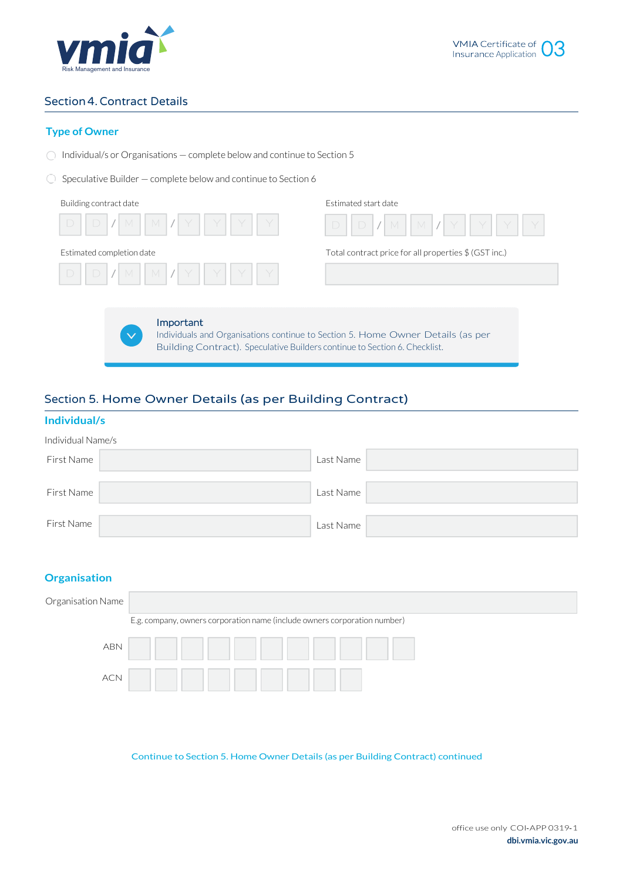## Section 4. Contract Details

### Type of Owner

- ◯ Individual/s or Organisations — complete below and continue to Section 5
- ◯ Speculative Builder — complete below and continue to Section 6

Building contract date

D D / M M / Y Y Y Y

Estimated start date

D D / M M / Y Y Y Y

Estimated completion date

D D / M M / Y Y Y Y

Total contract price for all properties $ (GST inc.)

**Important**

Individuals and Organisations continue to Section 5. Home Owner Details (as per Building Contract). Speculative Builders continue to Section 6. Checklist.

## Section 5. Home Owner Details (as per Building Contract)

### Individual/s

Individual Name/s

| First Name | | Last Name | |
|---|---|---|---|
| First Name | | Last Name | |
| First Name | | Last Name | |

### Organisation

Organisation Name

E.g. company, owners corporation name (include owners corporation number)

ABN

ACN

Continue to Section 5. Home Owner Details (as per Building Contract) continued

office use only COI-APP 0319-1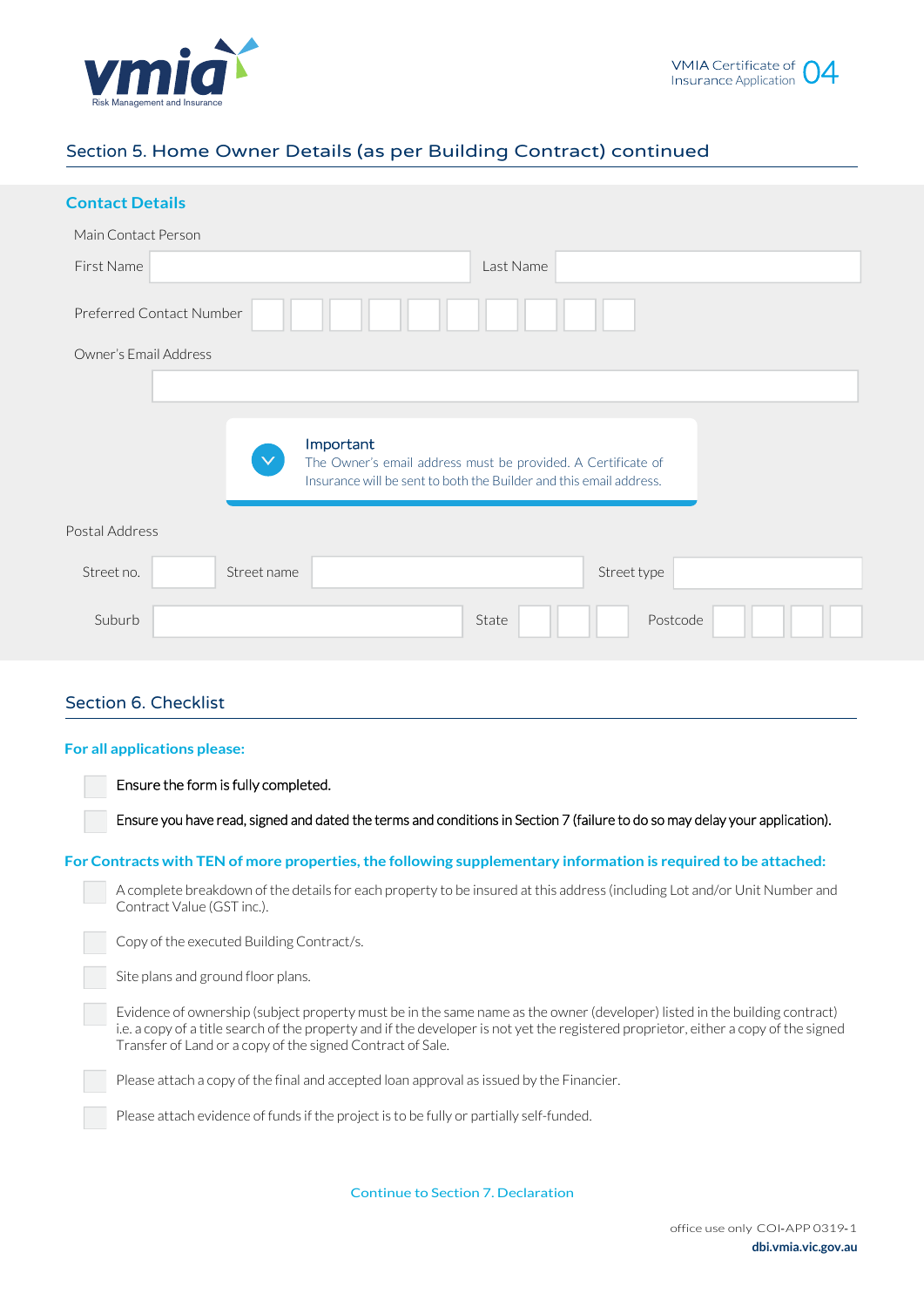## Section 5. Home Owner Details (as per Building Contract) continued

### Contact Details

Main Contact Person

First Name ____________________ Last Name ____________________

Preferred Contact Number ☐☐☐☐☐☐☐☐☐☐

Owner's Email Address

____________________________________________

> **Important**
> The Owner's email address must be provided. A Certificate of Insurance will be sent to both the Builder and this email address.

Postal Address

Street no. ______ Street name ____________________ Street type ____________

Suburb ____________________ State ☐☐☐ Postcode ☐☐☐☐

## Section 6. Checklist

### For all applications please:

- ☐ Ensure the form is fully completed.
- ☐ Ensure you have read, signed and dated the terms and conditions in Section 7 (failure to do so may delay your application).

### For Contracts with TEN of more properties, the following supplementary information is required to be attached:

- ☐ A complete breakdown of the details for each property to be insured at this address (including Lot and/or Unit Number and Contract Value (GST inc.).
- ☐ Copy of the executed Building Contract/s.
- ☐ Site plans and ground floor plans.
- ☐ Evidence of ownership (subject property must be in the same name as the owner (developer) listed in the building contract) i.e. a copy of a title search of the property and if the developer is not yet the registered proprietor, either a copy of the signed Transfer of Land or a copy of the signed Contract of Sale.
- ☐ Please attach a copy of the final and accepted loan approval as issued by the Financier.
- ☐ Please attach evidence of funds if the project is to be fully or partially self-funded.

Continue to Section 7. Declaration

office use only COI-APP 0319-1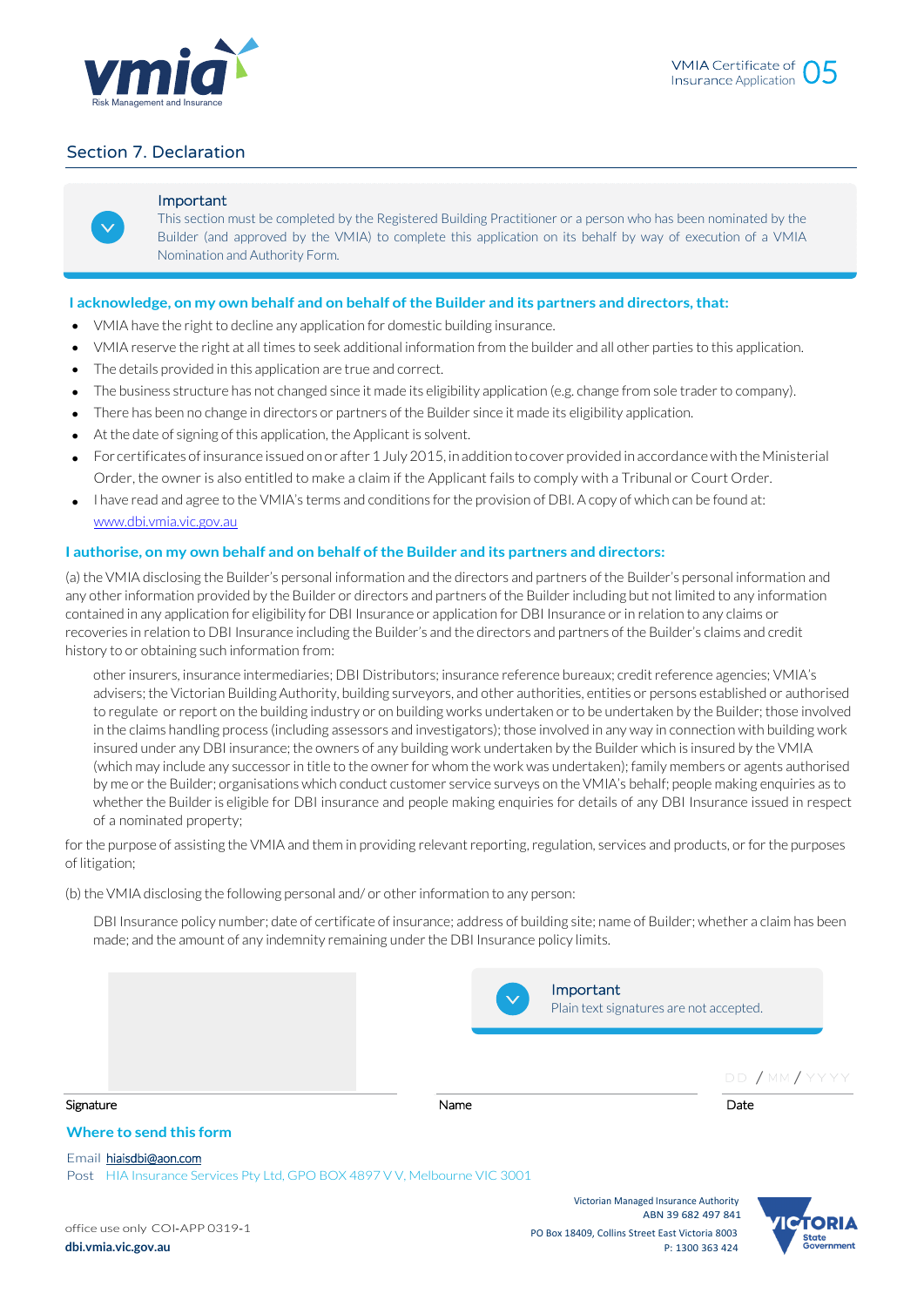## Section 7. Declaration

**Important**

This section must be completed by the Registered Building Practitioner or a person who has been nominated by the Builder (and approved by the VMIA) to complete this application on its behalf by way of execution of a VMIA Nomination and Authority Form.

**I acknowledge, on my own behalf and on behalf of the Builder and its partners and directors, that:**

- VMIA have the right to decline any application for domestic building insurance.
- VMIA reserve the right at all times to seek additional information from the builder and all other parties to this application.
- The details provided in this application are true and correct.
- The business structure has not changed since it made its eligibility application (e.g. change from sole trader to company).
- There has been no change in directors or partners of the Builder since it made its eligibility application.
- At the date of signing of this application, the Applicant is solvent.
- For certificates of insurance issued on or after 1 July 2015, in addition to cover provided in accordance with the Ministerial Order, the owner is also entitled to make a claim if the Applicant fails to comply with a Tribunal or Court Order.
- I have read and agree to the VMIA's terms and conditions for the provision of DBI. A copy of which can be found at: www.dbi.vmia.vic.gov.au

**I authorise, on my own behalf and on behalf of the Builder and its partners and directors:**

(a) the VMIA disclosing the Builder's personal information and the directors and partners of the Builder's personal information and any other information provided by the Builder or directors and partners of the Builder including but not limited to any information contained in any application for eligibility for DBI Insurance or application for DBI Insurance or in relation to any claims or recoveries in relation to DBI Insurance including the Builder's and the directors and partners of the Builder's claims and credit history to or obtaining such information from:

> other insurers, insurance intermediaries; DBI Distributors; insurance reference bureaux; credit reference agencies; VMIA's advisers; the Victorian Building Authority, building surveyors, and other authorities, entities or persons established or authorised to regulate or report on the building industry or on building works undertaken or to be undertaken by the Builder; those involved in the claims handling process (including assessors and investigators); those involved in any way in connection with building work insured under any DBI insurance; the owners of any building work undertaken by the Builder which is insured by the VMIA (which may include any successor in title to the owner for whom the work was undertaken); family members or agents authorised by me or the Builder; organisations which conduct customer service surveys on the VMIA's behalf; people making enquiries as to whether the Builder is eligible for DBI insurance and people making enquiries for details of any DBI Insurance issued in respect of a nominated property;

for the purpose of assisting the VMIA and them in providing relevant reporting, regulation, services and products, or for the purposes of litigation;

(b) the VMIA disclosing the following personal and/ or other information to any person:

> DBI Insurance policy number; date of certificate of insurance; address of building site; name of Builder; whether a claim has been made; and the amount of any indemnity remaining under the DBI Insurance policy limits.

**Important**
Plain text signatures are not accepted.

Signature ______________ Name ______________ Date DD / MM / YYYY

### Where to send this form

Email hiaisdbi@aon.com
Post HIA Insurance Services Pty Ltd, GPO BOX 4897 V V, Melbourne VIC 3001

office use only COI-APP 0319-1
dbi.vmia.vic.gov.au

Victorian Managed Insurance Authority
ABN 39 682 497 841
PO Box 18409, Collins Street East Victoria 8003
P: 1300 363 424